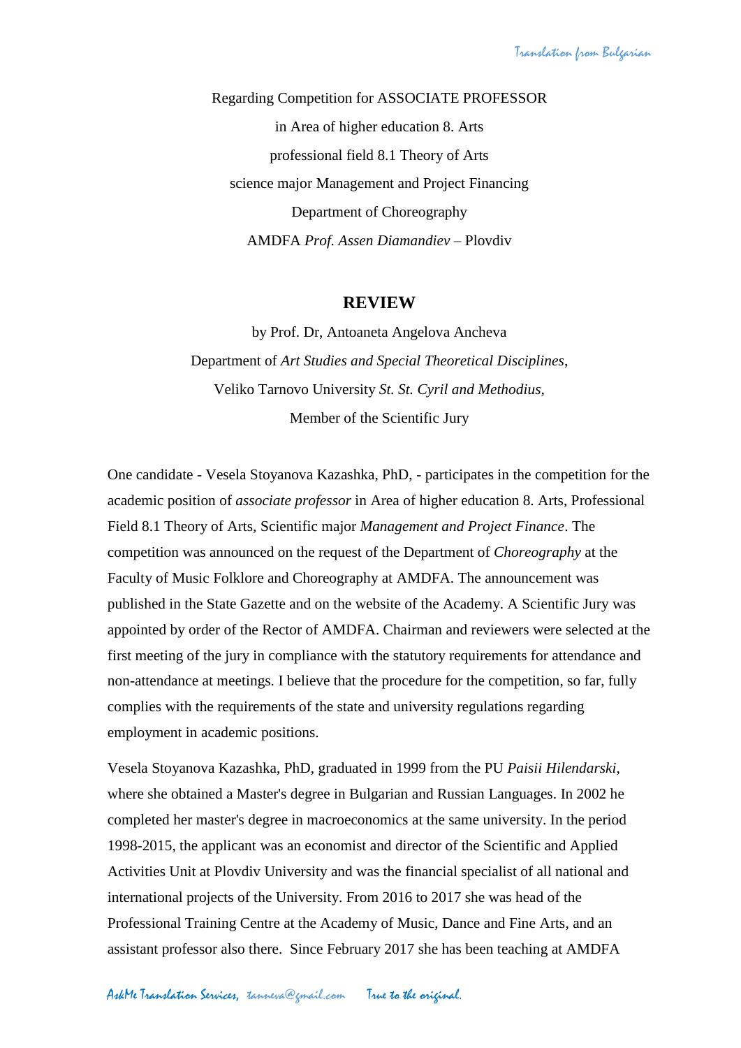Regarding Competition for ASSOCIATE PROFESSOR

in Area of higher education 8. Arts

professional field 8.1 Theory of Arts

science major Management and Project Financing

Department of Choreography

AMDFA *Prof. Assen Diamandiev* – Plovdiv

## REVIEW

by Prof. Dr, Antoaneta Angelova Ancheva

Department of *Art Studies and Special Theoretical Disciplines*,

Veliko Tarnovo University *St. St. Cyril and Methodius,*

Member of the Scientific Jury

One candidate - Vesela Stoyanova Kazashka, PhD, - participates in the competition for the academic position of *associate professor* in Area of higher education 8. Arts, Professional Field 8.1 Theory of Arts, Scientific major *Management and Project Finance*. The competition was announced on the request of the Department of *Choreography* at the Faculty of Music Folklore and Choreography at AMDFA. The announcement was published in the State Gazette and on the website of the Academy. A Scientific Jury was appointed by order of the Rector of AMDFA. Chairman and reviewers were selected at the first meeting of the jury in compliance with the statutory requirements for attendance and non-attendance at meetings. I believe that the procedure for the competition, so far, fully complies with the requirements of the state and university regulations regarding employment in academic positions.

Vesela Stoyanova Kazashka, PhD, graduated in 1999 from the PU *Paisii Hilendarski*, where she obtained a Master's degree in Bulgarian and Russian Languages. In 2002 he completed her master's degree in macroeconomics at the same university. In the period 1998-2015, the applicant was an economist and director of the Scientific and Applied Activities Unit at Plovdiv University and was the financial specialist of all national and international projects of the University. From 2016 to 2017 she was head of the Professional Training Centre at the Academy of Music, Dance and Fine Arts, and an assistant professor also there. Since February 2017 she has been teaching at AMDFA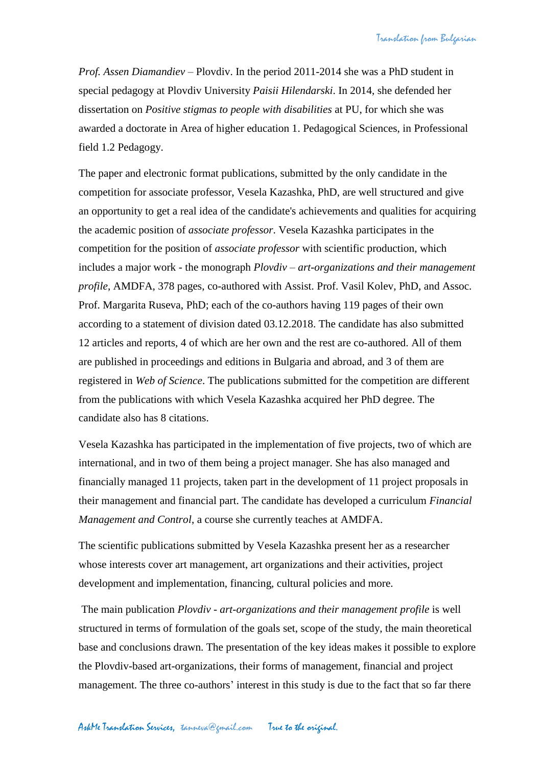*Prof. Assen Diamandiev* – Plovdiv. In the period 2011-2014 she was a PhD student in special pedagogy at Plovdiv University *Paisii Hilendarski*. In 2014, she defended her dissertation on *Positive stigmas to people with disabilities* at PU, for which she was awarded a doctorate in Area of higher education 1. Pedagogical Sciences, in Professional field 1.2 Pedagogy.

The paper and electronic format publications, submitted by the only candidate in the competition for associate professor, Vesela Kazashka, PhD, are well structured and give an opportunity to get a real idea of the candidate's achievements and qualities for acquiring the academic position of *associate professor*. Vesela Kazashka participates in the competition for the position of *associate professor* with scientific production, which includes a major work - the monograph *Plovdiv – art-organizations and their management profile*, AMDFA, 378 pages, co-authored with Assist. Prof. Vasil Kolev, PhD, and Assoc. Prof. Margarita Ruseva, PhD; each of the co-authors having 119 pages of their own according to a statement of division dated 03.12.2018. The candidate has also submitted 12 articles and reports, 4 of which are her own and the rest are co-authored. All of them are published in proceedings and editions in Bulgaria and abroad, and 3 of them are registered in *Web of Science*. The publications submitted for the competition are different from the publications with which Vesela Kazashka acquired her PhD degree. The candidate also has 8 citations.

Vesela Kazashka has participated in the implementation of five projects, two of which are international, and in two of them being a project manager. She has also managed and financially managed 11 projects, taken part in the development of 11 project proposals in their management and financial part. The candidate has developed a curriculum *Financial Management and Control*, a course she currently teaches at AMDFA.

The scientific publications submitted by Vesela Kazashka present her as a researcher whose interests cover art management, art organizations and their activities, project development and implementation, financing, cultural policies and more.

The main publication *Plovdiv - art-organizations and their management profile* is well structured in terms of formulation of the goals set, scope of the study, the main theoretical base and conclusions drawn. The presentation of the key ideas makes it possible to explore the Plovdiv-based art-organizations, their forms of management, financial and project management. The three co-authors' interest in this study is due to the fact that so far there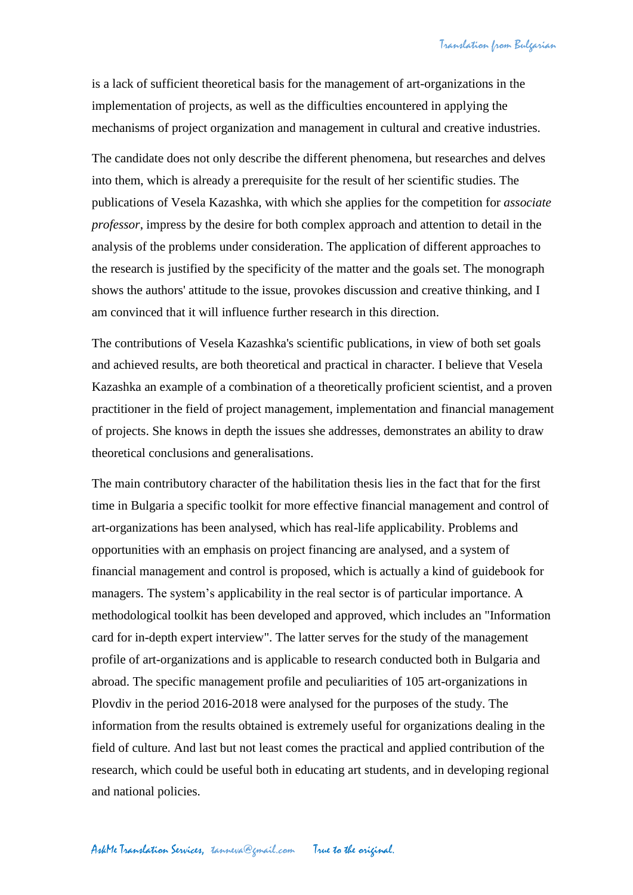is a lack of sufficient theoretical basis for the management of art-organizations in the implementation of projects, as well as the difficulties encountered in applying the mechanisms of project organization and management in cultural and creative industries.

The candidate does not only describe the different phenomena, but researches and delves into them, which is already a prerequisite for the result of her scientific studies. The publications of Vesela Kazashka, with which she applies for the competition for *associate professor*, impress by the desire for both complex approach and attention to detail in the analysis of the problems under consideration. The application of different approaches to the research is justified by the specificity of the matter and the goals set. The monograph shows the authors' attitude to the issue, provokes discussion and creative thinking, and I am convinced that it will influence further research in this direction.

The contributions of Vesela Kazashka's scientific publications, in view of both set goals and achieved results, are both theoretical and practical in character. I believe that Vesela Kazashka an example of a combination of a theoretically proficient scientist, and a proven practitioner in the field of project management, implementation and financial management of projects. She knows in depth the issues she addresses, demonstrates an ability to draw theoretical conclusions and generalisations.

The main contributory character of the habilitation thesis lies in the fact that for the first time in Bulgaria a specific toolkit for more effective financial management and control of art-organizations has been analysed, which has real-life applicability. Problems and opportunities with an emphasis on project financing are analysed, and a system of financial management and control is proposed, which is actually a kind of guidebook for managers. The system's applicability in the real sector is of particular importance. A methodological toolkit has been developed and approved, which includes an "Information card for in-depth expert interview". The latter serves for the study of the management profile of art-organizations and is applicable to research conducted both in Bulgaria and abroad. The specific management profile and peculiarities of 105 art-organizations in Plovdiv in the period 2016-2018 were analysed for the purposes of the study. The information from the results obtained is extremely useful for organizations dealing in the field of culture. And last but not least comes the practical and applied contribution of the research, which could be useful both in educating art students, and in developing regional and national policies.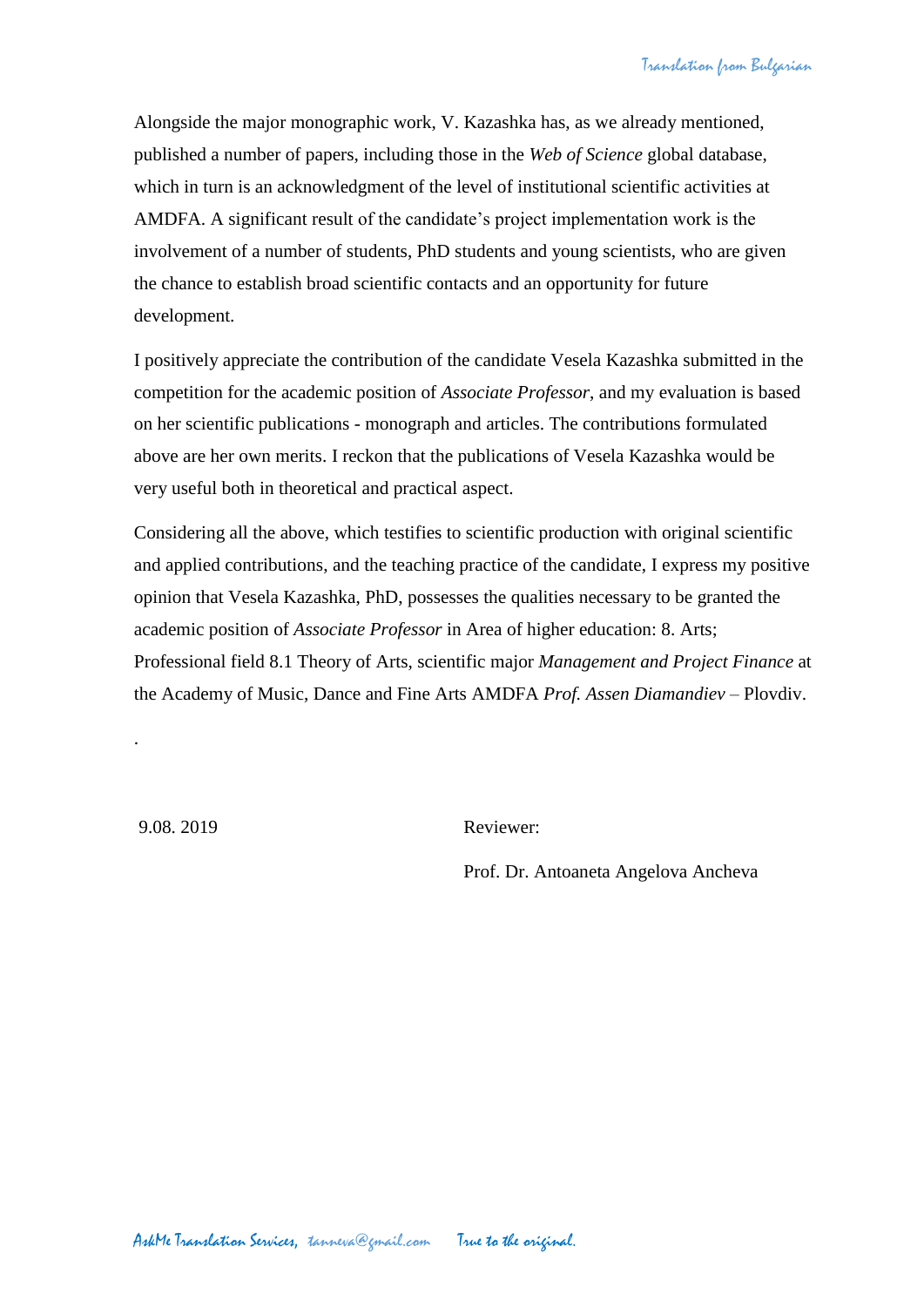Alongside the major monographic work, V. Kazashka has, as we already mentioned, published a number of papers, including those in the *Web of Science* global database, which in turn is an acknowledgment of the level of institutional scientific activities at AMDFA. A significant result of the candidate's project implementation work is the involvement of a number of students, PhD students and young scientists, who are given the chance to establish broad scientific contacts and an opportunity for future development.

I positively appreciate the contribution of the candidate Vesela Kazashka submitted in the competition for the academic position of *Associate Professor*, and my evaluation is based on her scientific publications - monograph and articles. The contributions formulated above are her own merits. I reckon that the publications of Vesela Kazashka would be very useful both in theoretical and practical aspect.

Considering all the above, which testifies to scientific production with original scientific and applied contributions, and the teaching practice of the candidate, I express my positive opinion that Vesela Kazashka, PhD, possesses the qualities necessary to be granted the academic position of *Associate Professor* in Area of higher education: 8. Arts; Professional field 8.1 Theory of Arts, scientific major *Management and Project Finance* at the Academy of Music, Dance and Fine Arts AMDFA *Prof. Assen Diamandiev* – Plovdiv.

.

9.08. 2019

Reviewer:

Prof. Dr. Antoaneta Angelova Ancheva